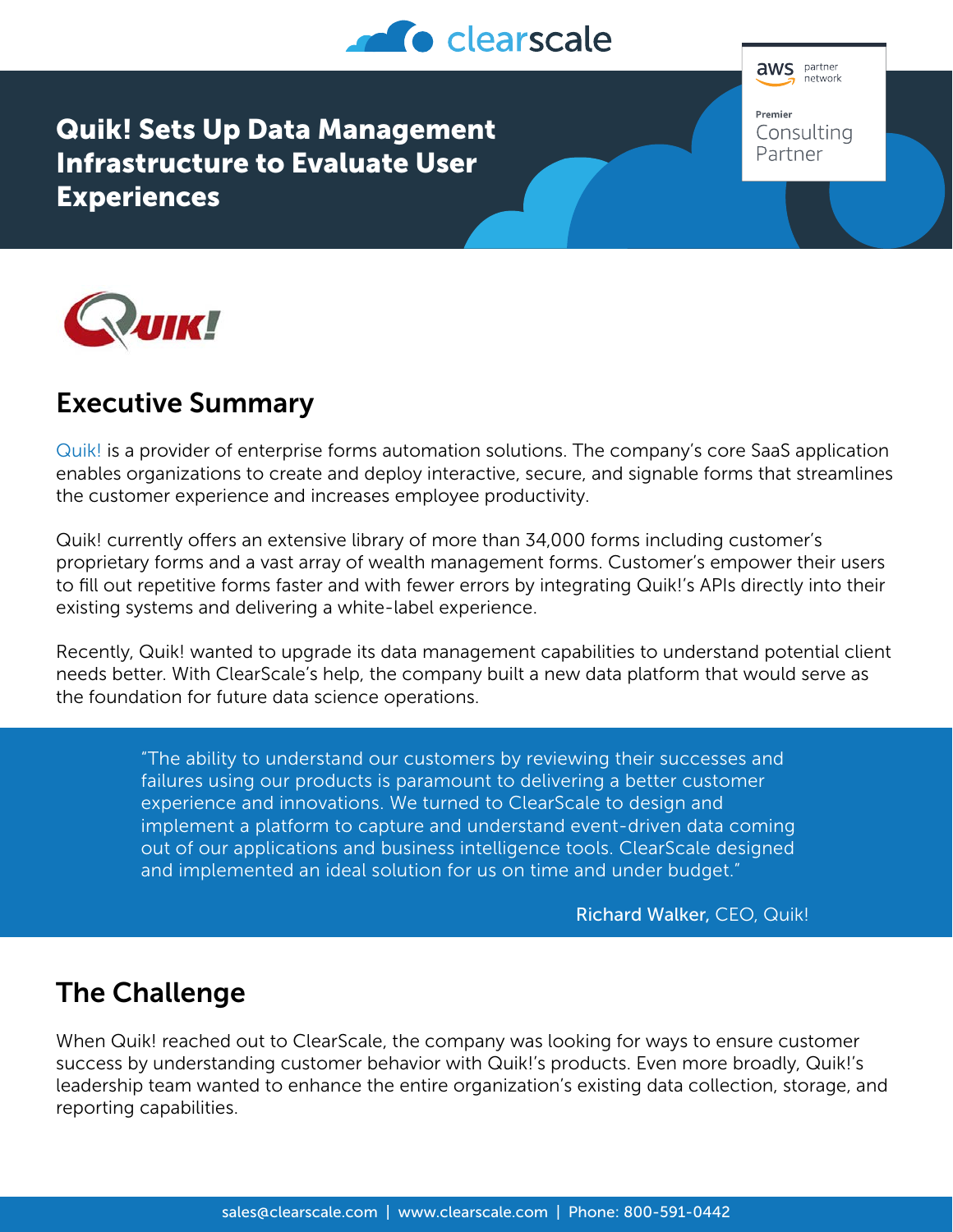# Quik! Sets Up Data Management Infrastructure to Evaluate User Experiences

## Executive Summary

Quik! is a provider of enterprise forms automation solutions. The company's core SaaS application enables organizations to create and deploy interactive, secure, and signable forms that streamlines the customer experience and increases employee productivity.

Quik! currently offers an extensive library of more than 34,000 forms including customer's proprietary forms and a vast array of wealth management forms. Customer's empower their users to fill out repetitive forms faster and with fewer errors by integrating Quik!'s APIs directly into their existing systems and delivering a white-label experience.

Recently, Quik! wanted to upgrade its data management capabilities to understand potential client needs better. With ClearScale's help, the company built a new data platform that would serve as the foundation for future data science operations.

> "The ability to understand our customers by reviewing their successes and failures using our products is paramount to delivering a better customer experience and innovations. We turned to ClearScale to design and implement a platform to capture and understand event-driven data coming out of our applications and business intelligence tools. ClearScale designed and implemented an ideal solution for us on time and under budget."
>
> **Richard Walker,** CEO, Quik!

## The Challenge

When Quik! reached out to ClearScale, the company was looking for ways to ensure customer success by understanding customer behavior with Quik!'s products. Even more broadly, Quik!'s leadership team wanted to enhance the entire organization's existing data collection, storage, and reporting capabilities.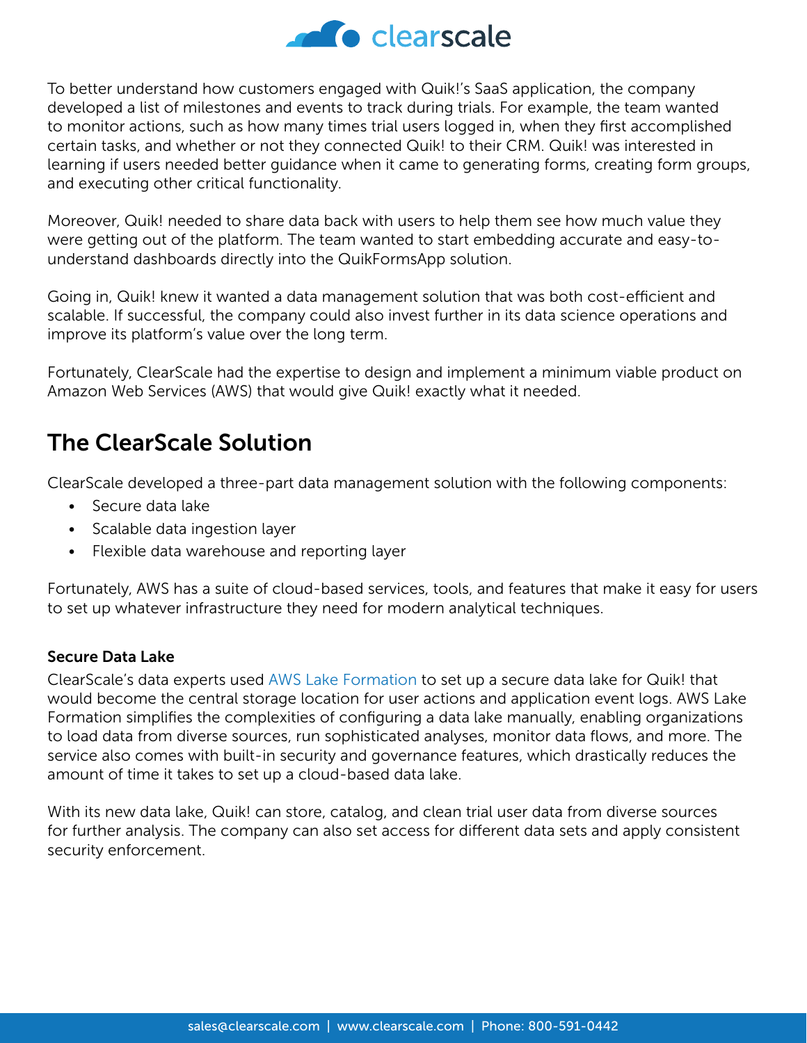To better understand how customers engaged with Quik!'s SaaS application, the company developed a list of milestones and events to track during trials. For example, the team wanted to monitor actions, such as how many times trial users logged in, when they first accomplished certain tasks, and whether or not they connected Quik! to their CRM. Quik! was interested in learning if users needed better guidance when it came to generating forms, creating form groups, and executing other critical functionality.

Moreover, Quik! needed to share data back with users to help them see how much value they were getting out of the platform. The team wanted to start embedding accurate and easy-to-understand dashboards directly into the QuikFormsApp solution.

Going in, Quik! knew it wanted a data management solution that was both cost-efficient and scalable. If successful, the company could also invest further in its data science operations and improve its platform's value over the long term.

Fortunately, ClearScale had the expertise to design and implement a minimum viable product on Amazon Web Services (AWS) that would give Quik! exactly what it needed.

## The ClearScale Solution

ClearScale developed a three-part data management solution with the following components:

- Secure data lake
- Scalable data ingestion layer
- Flexible data warehouse and reporting layer

Fortunately, AWS has a suite of cloud-based services, tools, and features that make it easy for users to set up whatever infrastructure they need for modern analytical techniques.

### Secure Data Lake

ClearScale's data experts used AWS Lake Formation to set up a secure data lake for Quik! that would become the central storage location for user actions and application event logs. AWS Lake Formation simplifies the complexities of configuring a data lake manually, enabling organizations to load data from diverse sources, run sophisticated analyses, monitor data flows, and more. The service also comes with built-in security and governance features, which drastically reduces the amount of time it takes to set up a cloud-based data lake.

With its new data lake, Quik! can store, catalog, and clean trial user data from diverse sources for further analysis. The company can also set access for different data sets and apply consistent security enforcement.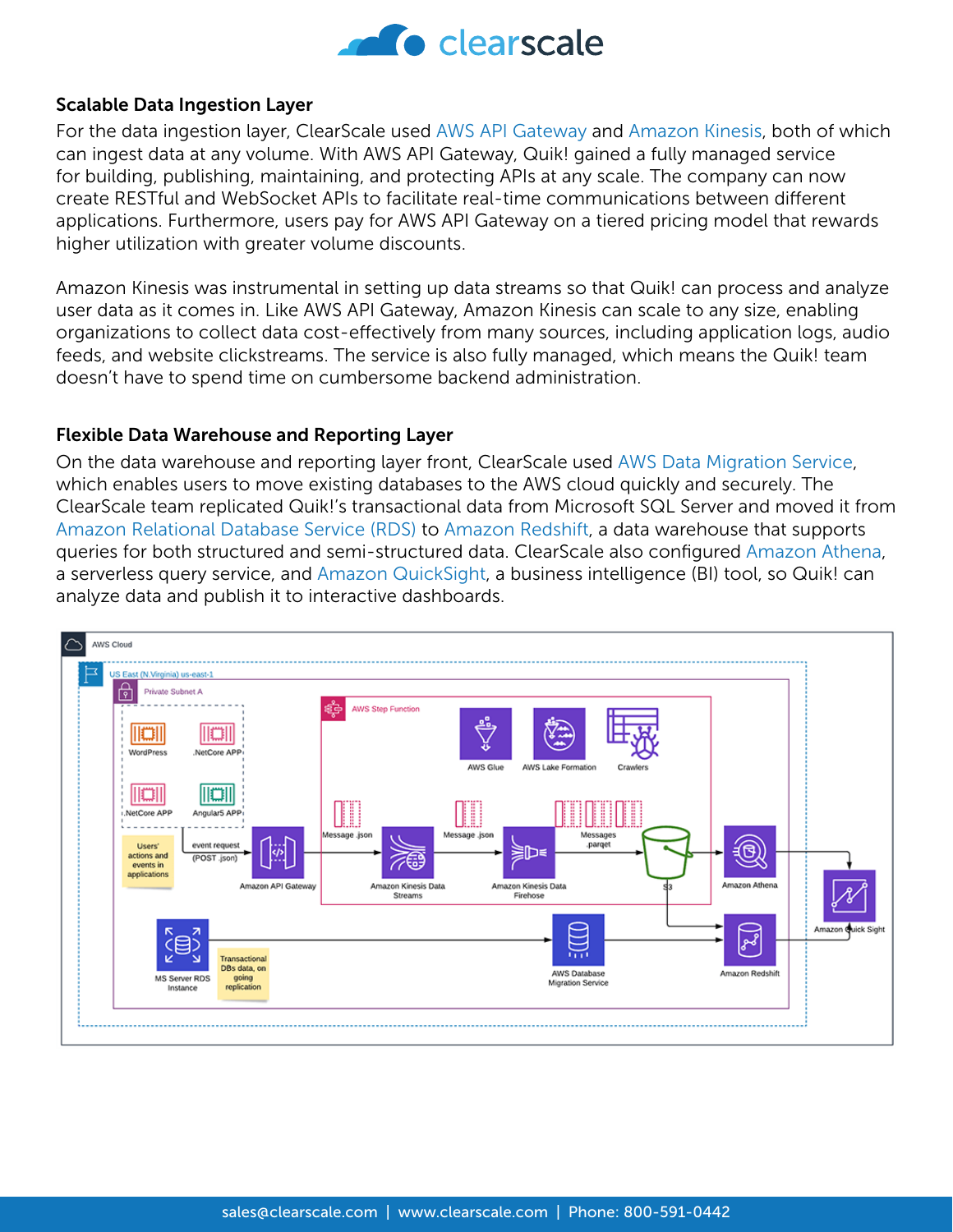### Scalable Data Ingestion Layer

For the data ingestion layer, ClearScale used AWS API Gateway and Amazon Kinesis, both of which can ingest data at any volume. With AWS API Gateway, Quik! gained a fully managed service for building, publishing, maintaining, and protecting APIs at any scale. The company can now create RESTful and WebSocket APIs to facilitate real-time communications between different applications. Furthermore, users pay for AWS API Gateway on a tiered pricing model that rewards higher utilization with greater volume discounts.

Amazon Kinesis was instrumental in setting up data streams so that Quik! can process and analyze user data as it comes in. Like AWS API Gateway, Amazon Kinesis can scale to any size, enabling organizations to collect data cost-effectively from many sources, including application logs, audio feeds, and website clickstreams. The service is also fully managed, which means the Quik! team doesn't have to spend time on cumbersome backend administration.

### Flexible Data Warehouse and Reporting Layer

On the data warehouse and reporting layer front, ClearScale used AWS Data Migration Service, which enables users to move existing databases to the AWS cloud quickly and securely. The ClearScale team replicated Quik!'s transactional data from Microsoft SQL Server and moved it from Amazon Relational Database Service (RDS) to Amazon Redshift, a data warehouse that supports queries for both structured and semi-structured data. ClearScale also configured Amazon Athena, a serverless query service, and Amazon QuickSight, a business intelligence (BI) tool, so Quik! can analyze data and publish it to interactive dashboards.

AWS Cloud
US East (N.Virginia) us-east-1
Private Subnet A
WordPress
.NetCore APP
.NetCore APP
Angular5 APP
Users' actions and events in applications
event request (POST .json)
Amazon API Gateway
AWS Step Function
AWS Glue
AWS Lake Formation
Crawlers
Message .json
Amazon Kinesis Data Streams
Message .json
Amazon Kinesis Data Firehose
Messages .parqet
S3
Amazon Athena
Amazon Quick Sight
MS Server RDS Instance
Transactional DBs data, on going replication
AWS Database Migration Service
Amazon Redshift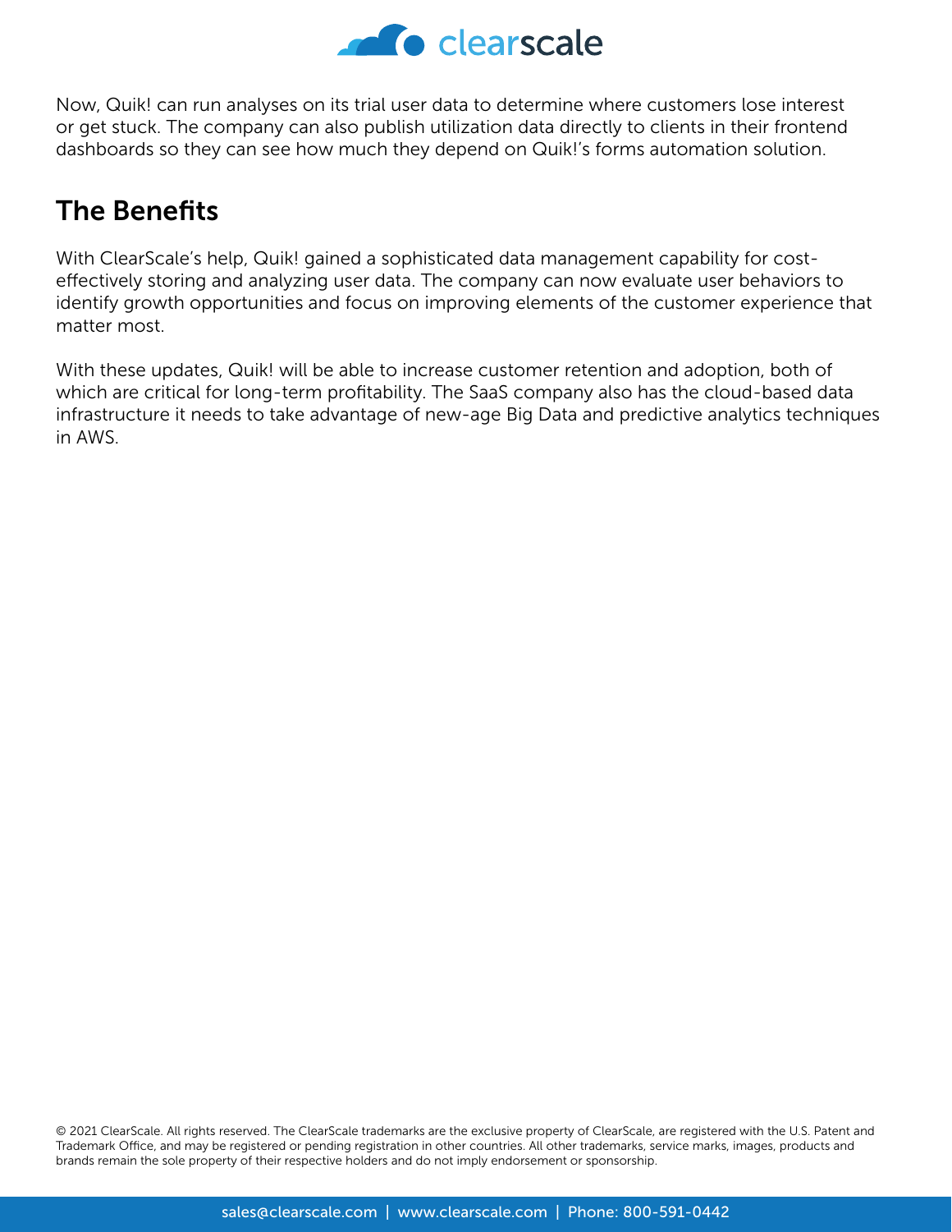Now, Quik! can run analyses on its trial user data to determine where customers lose interest or get stuck. The company can also publish utilization data directly to clients in their frontend dashboards so they can see how much they depend on Quik!'s forms automation solution.

## The Benefits

With ClearScale's help, Quik! gained a sophisticated data management capability for cost-effectively storing and analyzing user data. The company can now evaluate user behaviors to identify growth opportunities and focus on improving elements of the customer experience that matter most.

With these updates, Quik! will be able to increase customer retention and adoption, both of which are critical for long-term profitability. The SaaS company also has the cloud-based data infrastructure it needs to take advantage of new-age Big Data and predictive analytics techniques in AWS.

© 2021 ClearScale. All rights reserved. The ClearScale trademarks are the exclusive property of ClearScale, are registered with the U.S. Patent and Trademark Office, and may be registered or pending registration in other countries. All other trademarks, service marks, images, products and brands remain the sole property of their respective holders and do not imply endorsement or sponsorship.

sales@clearscale.com | www.clearscale.com | Phone: 800-591-0442